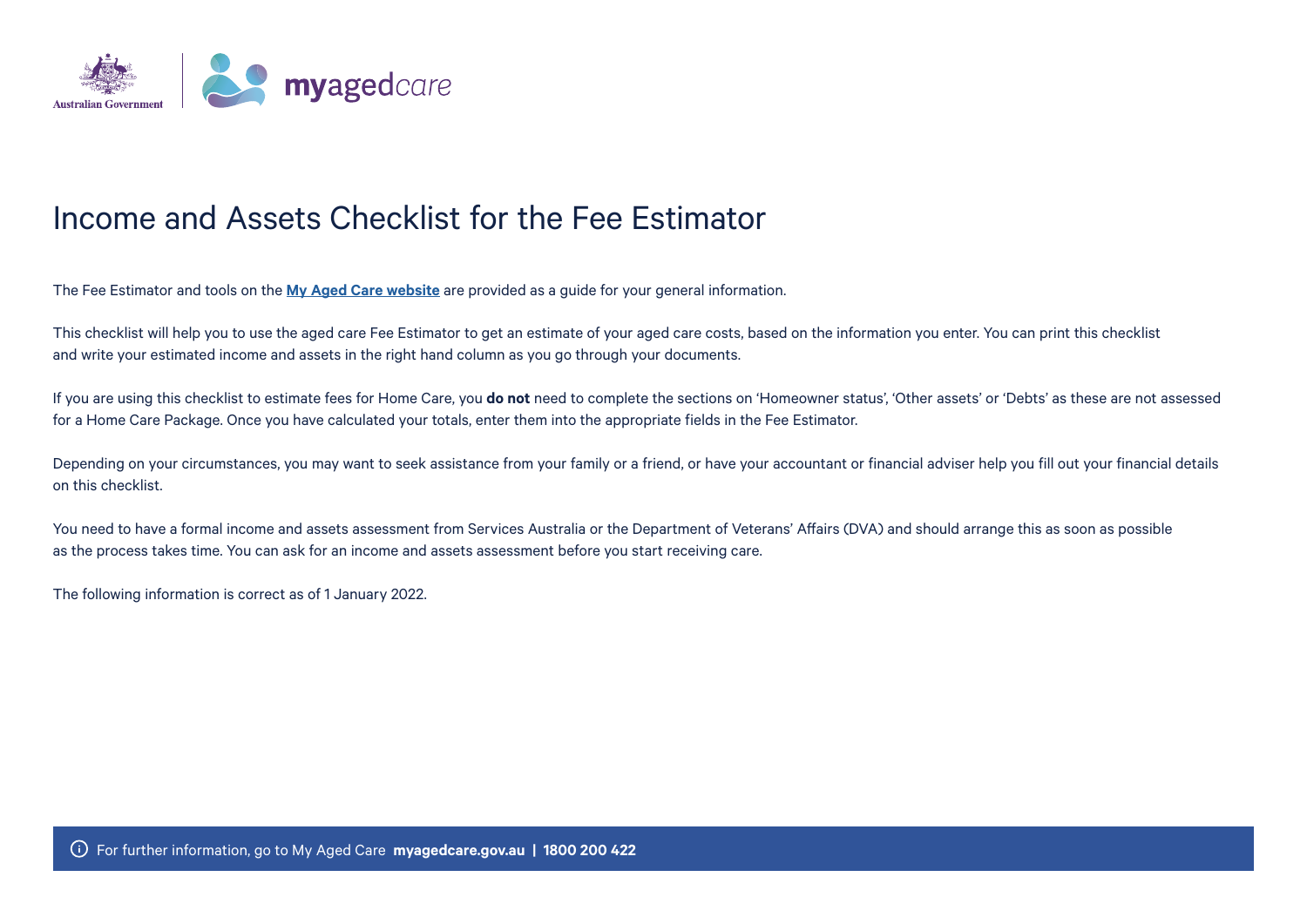# Income and Assets Checklist for the Fee Estimator

The Fee Estimator and tools on the **[My Aged Care website]** are provided as a guide for your general information.

This checklist will help you to use the aged care Fee Estimator to get an estimate of your aged care costs, based on the information you enter. You can print this checklist and write your estimated income and assets in the right hand column as you go through your documents.

If you are using this checklist to estimate fees for Home Care, you **do not** need to complete the sections on 'Homeowner status', 'Other assets' or 'Debts' as these are not assessed for a Home Care Package. Once you have calculated your totals, enter them into the appropriate fields in the Fee Estimator.

Depending on your circumstances, you may want to seek assistance from your family or a friend, or have your accountant or financial adviser help you fill out your financial details on this checklist.

You need to have a formal income and assets assessment from Services Australia or the Department of Veterans' Affairs (DVA) and should arrange this as soon as possible as the process takes time. You can ask for an income and assets assessment before you start receiving care.

The following information is correct as of 1 January 2022.

For further information, go to My Aged Care **myagedcare.gov.au | 1800 200 422**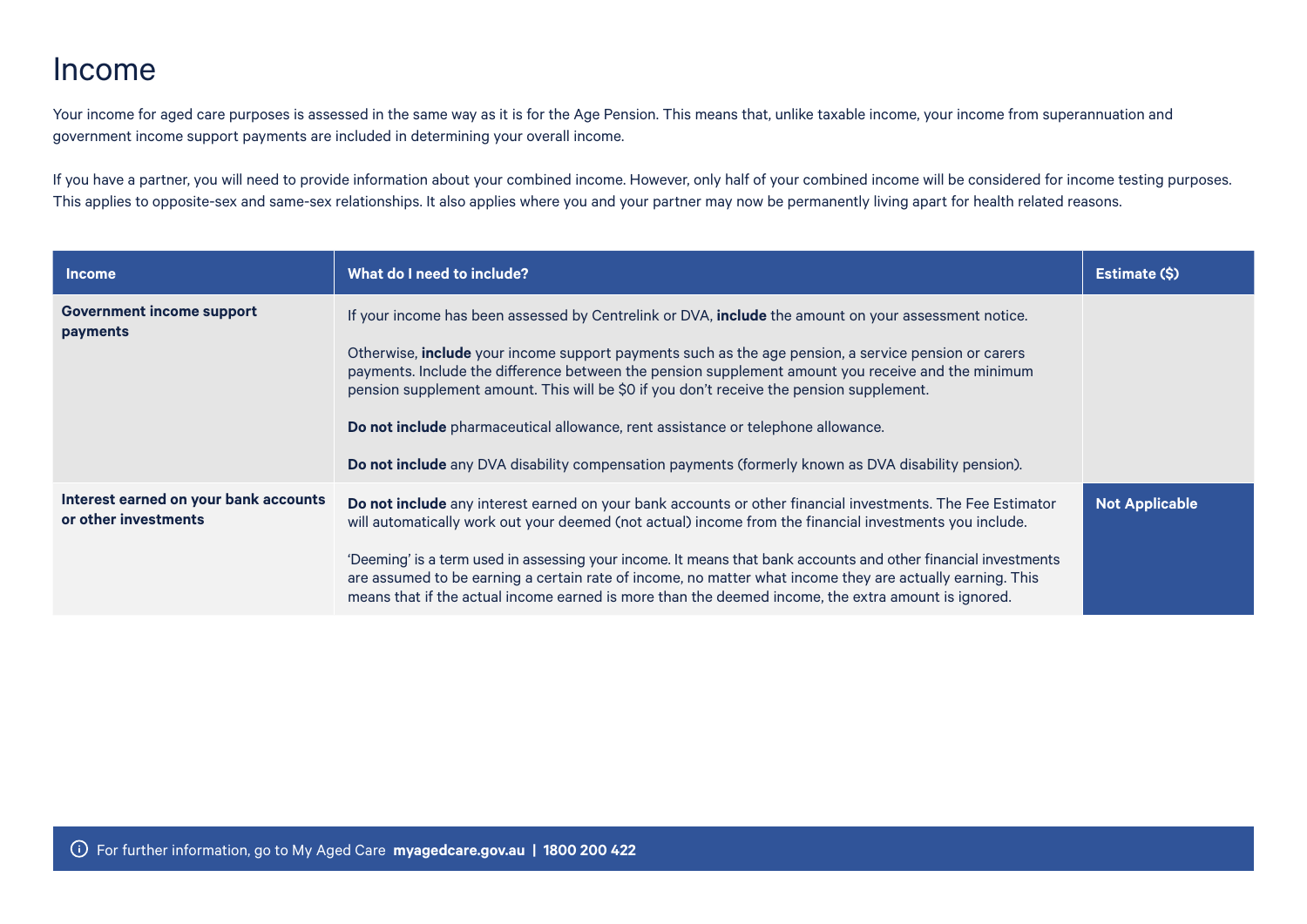# Income

Your income for aged care purposes is assessed in the same way as it is for the Age Pension. This means that, unlike taxable income, your income from superannuation and government income support payments are included in determining your overall income.

If you have a partner, you will need to provide information about your combined income. However, only half of your combined income will be considered for income testing purposes. This applies to opposite-sex and same-sex relationships. It also applies where you and your partner may now be permanently living apart for health related reasons.

| Income | What do I need to include? | Estimate ($) |
|---|---|---|
| **Government income support payments** | If your income has been assessed by Centrelink or DVA, **include** the amount on your assessment notice.<br><br>Otherwise, **include** your income support payments such as the age pension, a service pension or carers payments. Include the difference between the pension supplement amount you receive and the minimum pension supplement amount. This will be $0 if you don't receive the pension supplement.<br><br>**Do not include** pharmaceutical allowance, rent assistance or telephone allowance.<br><br>**Do not include** any DVA disability compensation payments (formerly known as DVA disability pension). | |
| **Interest earned on your bank accounts or other investments** | **Do not include** any interest earned on your bank accounts or other financial investments. The Fee Estimator will automatically work out your deemed (not actual) income from the financial investments you include.<br><br>'Deeming' is a term used in assessing your income. It means that bank accounts and other financial investments are assumed to be earning a certain rate of income, no matter what income they are actually earning. This means that if the actual income earned is more than the deemed income, the extra amount is ignored. | **Not Applicable** |

For further information, go to My Aged Care **myagedcare.gov.au | 1800 200 422**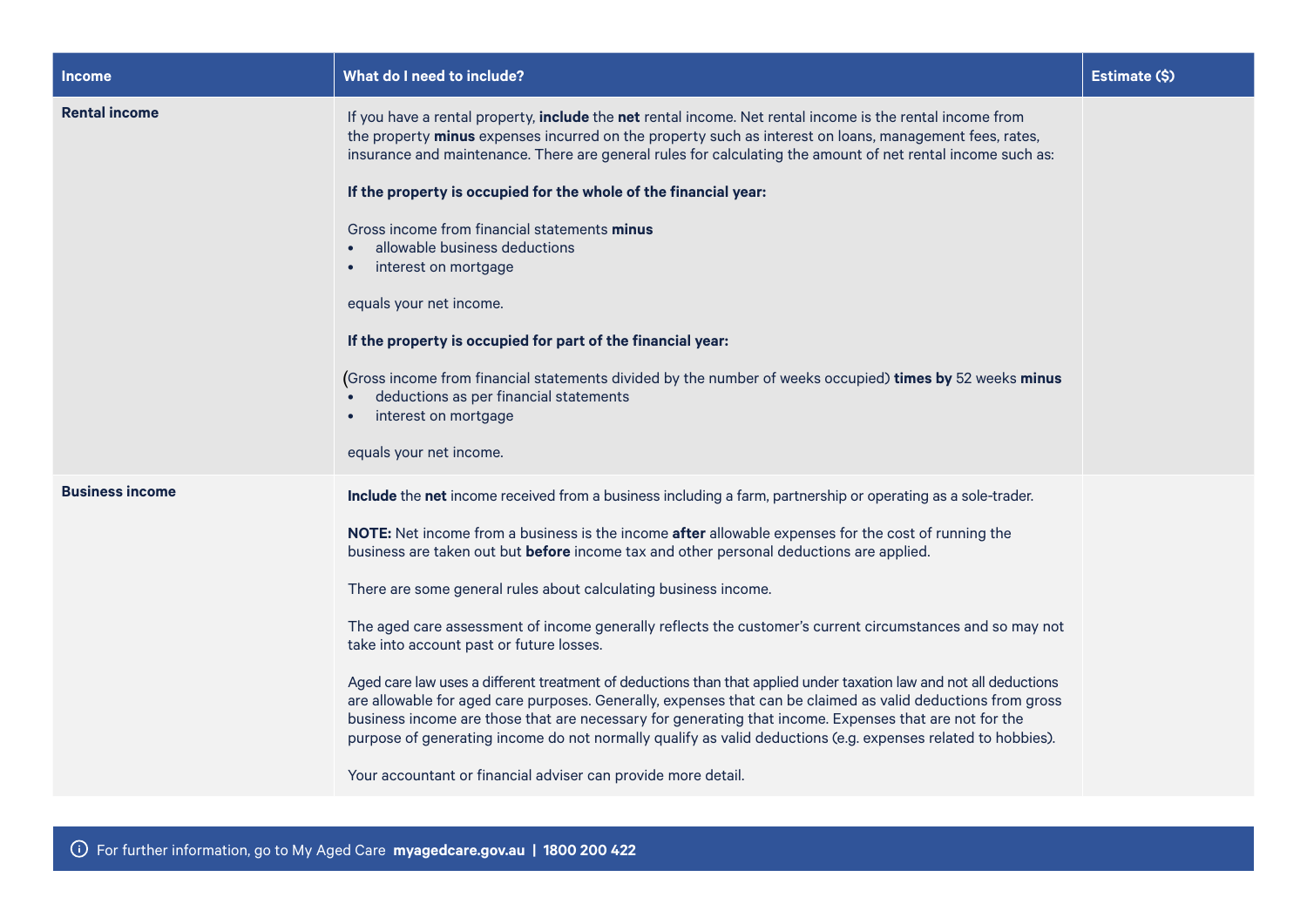| Income | What do I need to include? | Estimate ($) |
|---|---|---|
| **Rental income** | If you have a rental property, **include** the **net** rental income. Net rental income is the rental income from the property **minus** expenses incurred on the property such as interest on loans, management fees, rates, insurance and maintenance. There are general rules for calculating the amount of net rental income such as:<br><br>**If the property is occupied for the whole of the financial year:**<br><br>Gross income from financial statements **minus**<br>• allowable business deductions<br>• interest on mortgage<br><br>equals your net income.<br><br>**If the property is occupied for part of the financial year:**<br><br>(Gross income from financial statements divided by the number of weeks occupied) **times by** 52 weeks **minus**<br>• deductions as per financial statements<br>• interest on mortgage<br><br>equals your net income. | |
| **Business income** | **Include** the **net** income received from a business including a farm, partnership or operating as a sole-trader.<br><br>**NOTE:** Net income from a business is the income **after** allowable expenses for the cost of running the business are taken out but **before** income tax and other personal deductions are applied.<br><br>There are some general rules about calculating business income.<br><br>The aged care assessment of income generally reflects the customer's current circumstances and so may not take into account past or future losses.<br><br>Aged care law uses a different treatment of deductions than that applied under taxation law and not all deductions are allowable for aged care purposes. Generally, expenses that can be claimed as valid deductions from gross business income are those that are necessary for generating that income. Expenses that are not for the purpose of generating income do not normally qualify as valid deductions (e.g. expenses related to hobbies).<br><br>Your accountant or financial adviser can provide more detail. | |

For further information, go to My Aged Care **myagedcare.gov.au** | **1800 200 422**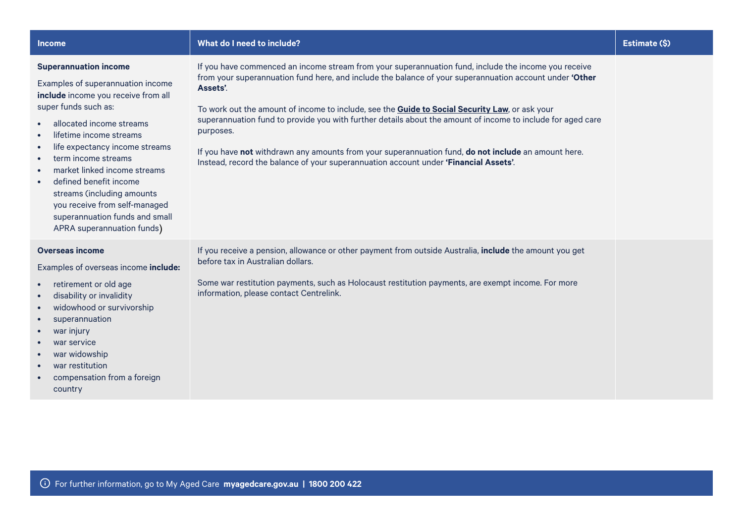| Income | What do I need to include? | Estimate ($) |
| --- | --- | --- |
| **Superannuation income**<br><br>Examples of superannuation income **include** income you receive from all super funds such as:<br>• allocated income streams<br>• lifetime income streams<br>• life expectancy income streams<br>• term income streams<br>• market linked income streams<br>• defined benefit income streams (including amounts you receive from self-managed superannuation funds and small APRA superannuation funds) | If you have commenced an income stream from your superannuation fund, include the income you receive from your superannuation fund here, and include the balance of your superannuation account under **'Other Assets'**.<br><br>To work out the amount of income to include, see the **Guide to Social Security Law**, or ask your superannuation fund to provide you with further details about the amount of income to include for aged care purposes.<br><br>If you have **not** withdrawn any amounts from your superannuation fund, **do not include** an amount here. Instead, record the balance of your superannuation account under **'Financial Assets'**. | |
| **Overseas income**<br><br>Examples of overseas income **include:**<br>• retirement or old age<br>• disability or invalidity<br>• widowhood or survivorship<br>• superannuation<br>• war injury<br>• war service<br>• war widowship<br>• war restitution<br>• compensation from a foreign country | If you receive a pension, allowance or other payment from outside Australia, **include** the amount you get before tax in Australian dollars.<br><br>Some war restitution payments, such as Holocaust restitution payments, are exempt income. For more information, please contact Centrelink. | |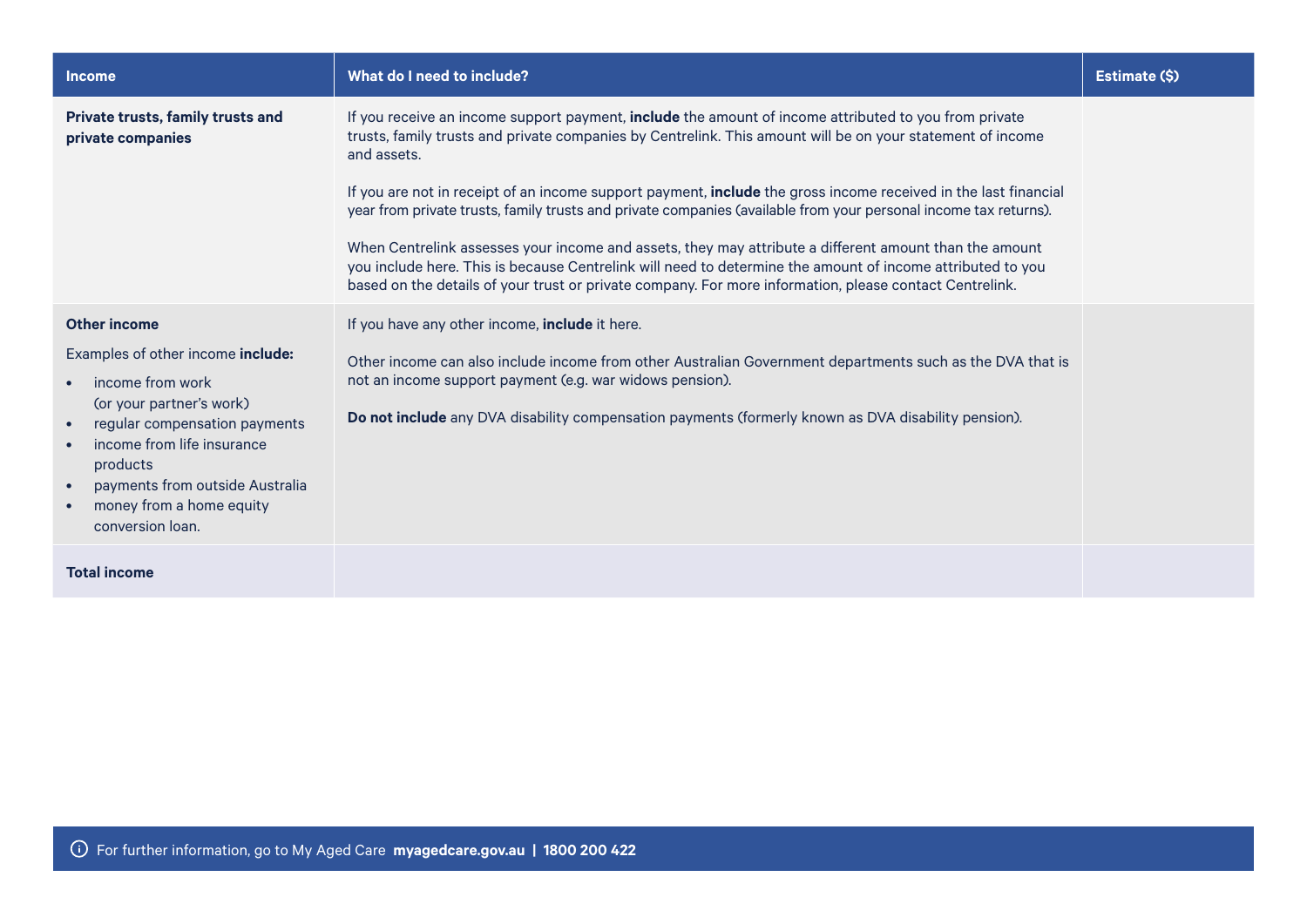| Income | What do I need to include? | Estimate ($) |
|---|---|---|
| **Private trusts, family trusts and private companies** | If you receive an income support payment, **include** the amount of income attributed to you from private trusts, family trusts and private companies by Centrelink. This amount will be on your statement of income and assets.<br><br>If you are not in receipt of an income support payment, **include** the gross income received in the last financial year from private trusts, family trusts and private companies (available from your personal income tax returns).<br><br>When Centrelink assesses your income and assets, they may attribute a different amount than the amount you include here. This is because Centrelink will need to determine the amount of income attributed to you based on the details of your trust or private company. For more information, please contact Centrelink. | |
| **Other income**<br><br>Examples of other income **include:**<br>• income from work (or your partner's work)<br>• regular compensation payments<br>• income from life insurance products<br>• payments from outside Australia<br>• money from a home equity conversion loan. | If you have any other income, **include** it here.<br><br>Other income can also include income from other Australian Government departments such as the DVA that is not an income support payment (e.g. war widows pension).<br><br>**Do not include** any DVA disability compensation payments (formerly known as DVA disability pension). | |
| **Total income** | | |

For further information, go to My Aged Care **myagedcare.gov.au | 1800 200 422**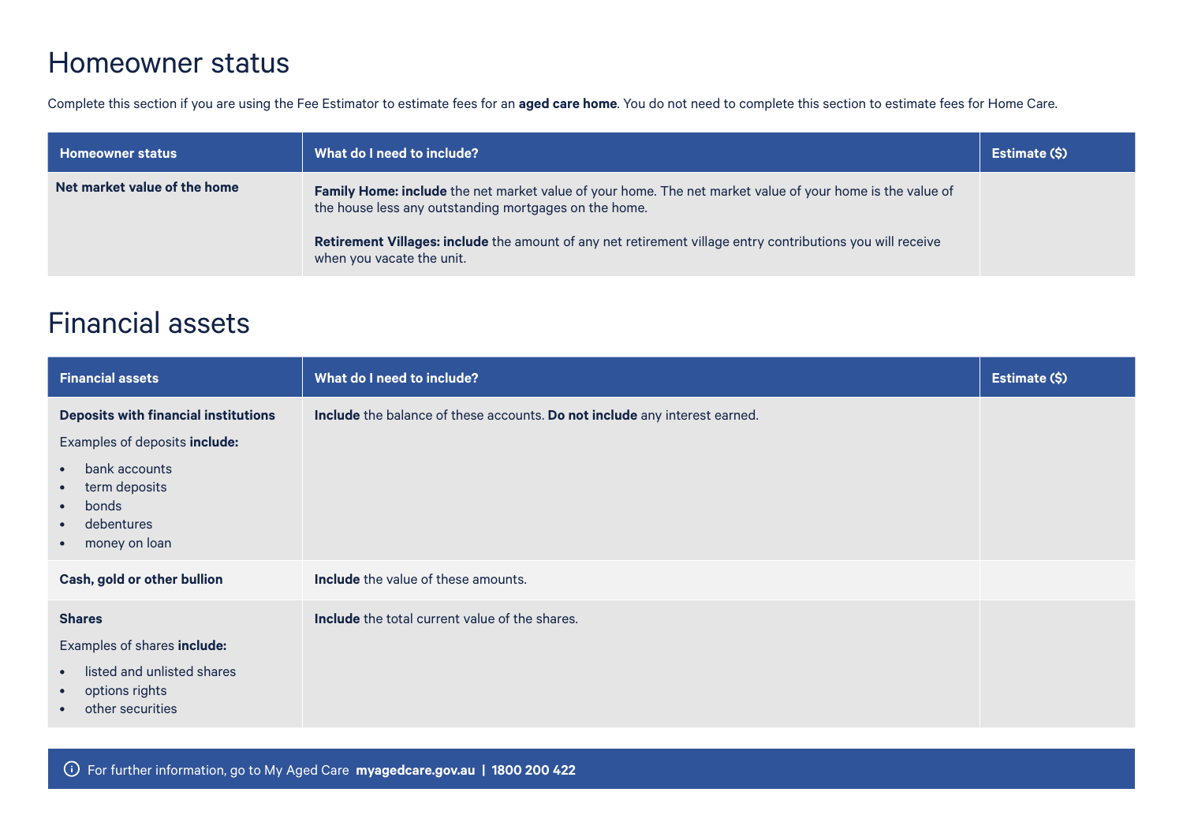# Homeowner status

Complete this section if you are using the Fee Estimator to estimate fees for an **aged care home**. You do not need to complete this section to estimate fees for Home Care.

| Homeowner status | What do I need to include? | Estimate ($) |
|---|---|---|
| **Net market value of the home** | **Family Home: include** the net market value of your home. The net market value of your home is the value of the house less any outstanding mortgages on the home.<br><br>**Retirement Villages: include** the amount of any net retirement village entry contributions you will receive when you vacate the unit. | |

# Financial assets

| Financial assets | What do I need to include? | Estimate ($) |
|---|---|---|
| **Deposits with financial institutions**<br><br>Examples of deposits **include:**<br>• bank accounts<br>• term deposits<br>• bonds<br>• debentures<br>• money on loan | **Include** the balance of these accounts. **Do not include** any interest earned. | |
| **Cash, gold or other bullion** | **Include** the value of these amounts. | |
| **Shares**<br><br>Examples of shares **include:**<br>• listed and unlisted shares<br>• options rights<br>• other securities | **Include** the total current value of the shares. | |

For further information, go to My Aged Care **myagedcare.gov.au | 1800 200 422**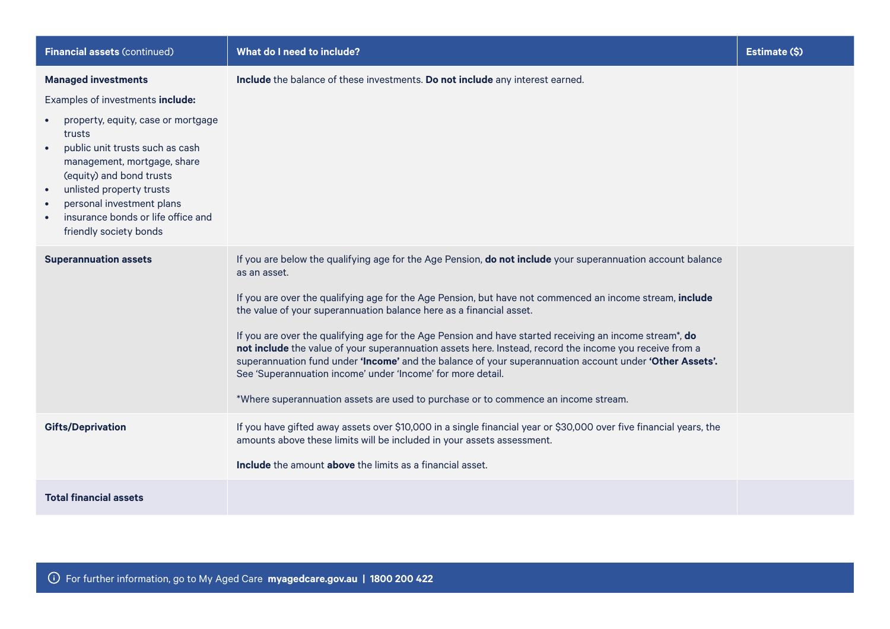| **Financial assets** (continued) | **What do I need to include?** | **Estimate ($)** |
|---|---|---|
| **Managed investments**<br><br>Examples of investments **include:**<br>• property, equity, case or mortgage trusts<br>• public unit trusts such as cash management, mortgage, share (equity) and bond trusts<br>• unlisted property trusts<br>• personal investment plans<br>• insurance bonds or life office and friendly society bonds | **Include** the balance of these investments. **Do not include** any interest earned. | |
| **Superannuation assets** | If you are below the qualifying age for the Age Pension, **do not include** your superannuation account balance as an asset.<br><br>If you are over the qualifying age for the Age Pension, but have not commenced an income stream, **include** the value of your superannuation balance here as a financial asset.<br><br>If you are over the qualifying age for the Age Pension and have started receiving an income stream*, **do not include** the value of your superannuation assets here. Instead, record the income you receive from a superannuation fund under **'Income'** and the balance of your superannuation account under **'Other Assets'.** See 'Superannuation income' under 'Income' for more detail.<br><br>*Where superannuation assets are used to purchase or to commence an income stream. | |
| **Gifts/Deprivation** | If you have gifted away assets over $10,000 in a single financial year or $30,000 over five financial years, the amounts above these limits will be included in your assets assessment.<br><br>**Include** the amount **above** the limits as a financial asset. | |
| **Total financial assets** | | |

For further information, go to My Aged Care **myagedcare.gov.au | 1800 200 422**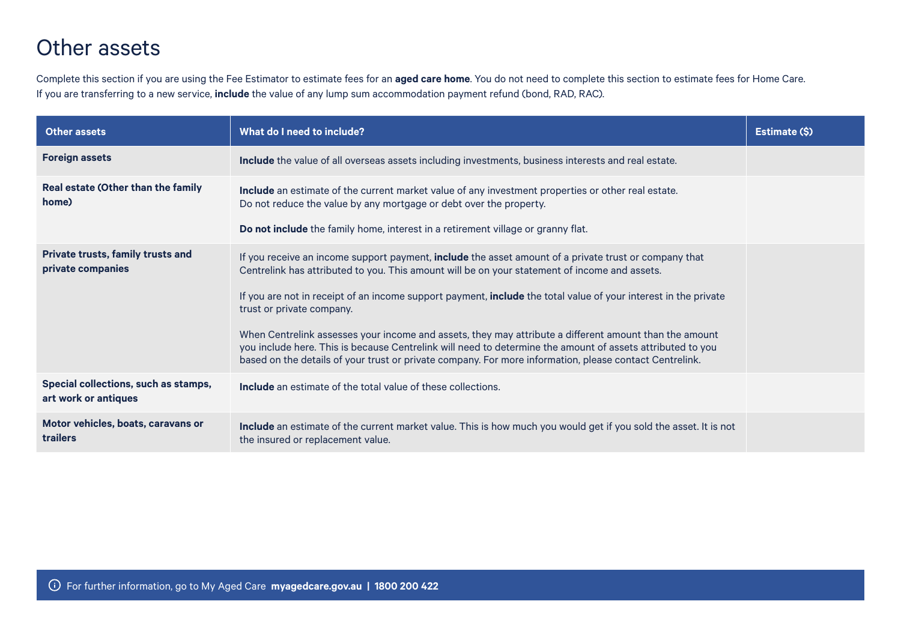# Other assets

Complete this section if you are using the Fee Estimator to estimate fees for an **aged care home**. You do not need to complete this section to estimate fees for Home Care.
If you are transferring to a new service, **include** the value of any lump sum accommodation payment refund (bond, RAD, RAC).

| Other assets | What do I need to include? | Estimate ($) |
|---|---|---|
| **Foreign assets** | **Include** the value of all overseas assets including investments, business interests and real estate. | |
| **Real estate (Other than the family home)** | **Include** an estimate of the current market value of any investment properties or other real estate. Do not reduce the value by any mortgage or debt over the property.<br><br>**Do not include** the family home, interest in a retirement village or granny flat. | |
| **Private trusts, family trusts and private companies** | If you receive an income support payment, **include** the asset amount of a private trust or company that Centrelink has attributed to you. This amount will be on your statement of income and assets.<br><br>If you are not in receipt of an income support payment, **include** the total value of your interest in the private trust or private company.<br><br>When Centrelink assesses your income and assets, they may attribute a different amount than the amount you include here. This is because Centrelink will need to determine the amount of assets attributed to you based on the details of your trust or private company. For more information, please contact Centrelink. | |
| **Special collections, such as stamps, art work or antiques** | **Include** an estimate of the total value of these collections. | |
| **Motor vehicles, boats, caravans or trailers** | **Include** an estimate of the current market value. This is how much you would get if you sold the asset. It is not the insured or replacement value. | |

For further information, go to My Aged Care **myagedcare.gov.au | 1800 200 422**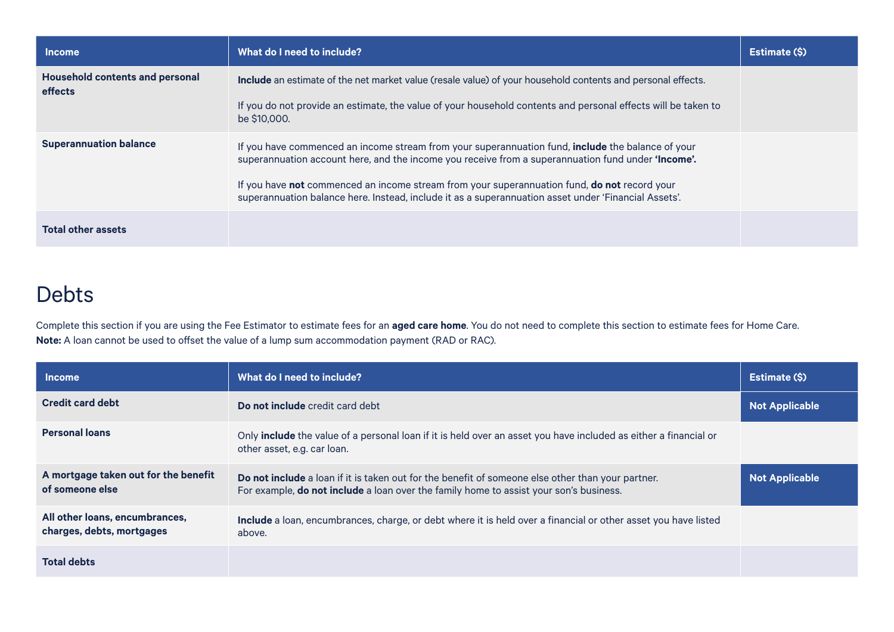| Income | What do I need to include? | Estimate ($) |
|---|---|---|
| **Household contents and personal effects** | **Include** an estimate of the net market value (resale value) of your household contents and personal effects.<br><br>If you do not provide an estimate, the value of your household contents and personal effects will be taken to be $10,000. | |
| **Superannuation balance** | If you have commenced an income stream from your superannuation fund, **include** the balance of your superannuation account here, and the income you receive from a superannuation fund under **'Income'.**<br><br>If you have **not** commenced an income stream from your superannuation fund, **do not** record your superannuation balance here. Instead, include it as a superannuation asset under 'Financial Assets'. | |
| **Total other assets** | | |

## Debts

Complete this section if you are using the Fee Estimator to estimate fees for an **aged care home**. You do not need to complete this section to estimate fees for Home Care.
**Note:** A loan cannot be used to offset the value of a lump sum accommodation payment (RAD or RAC).

| Income | What do I need to include? | Estimate ($) |
|---|---|---|
| **Credit card debt** | **Do not include** credit card debt | **Not Applicable** |
| **Personal loans** | Only **include** the value of a personal loan if it is held over an asset you have included as either a financial or other asset, e.g. car loan. | |
| **A mortgage taken out for the benefit of someone else** | **Do not include** a loan if it is taken out for the benefit of someone else other than your partner.<br>For example, **do not include** a loan over the family home to assist your son's business. | **Not Applicable** |
| **All other loans, encumbrances, charges, debts, mortgages** | **Include** a loan, encumbrances, charge, or debt where it is held over a financial or other asset you have listed above. | |
| **Total debts** | | |